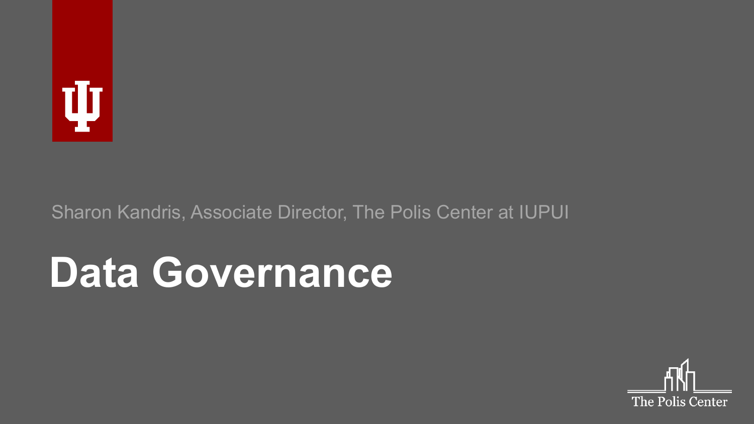Sharon Kandris, Associate Director, The Polis Center at IUPUI

# Data Governance

The Polis Center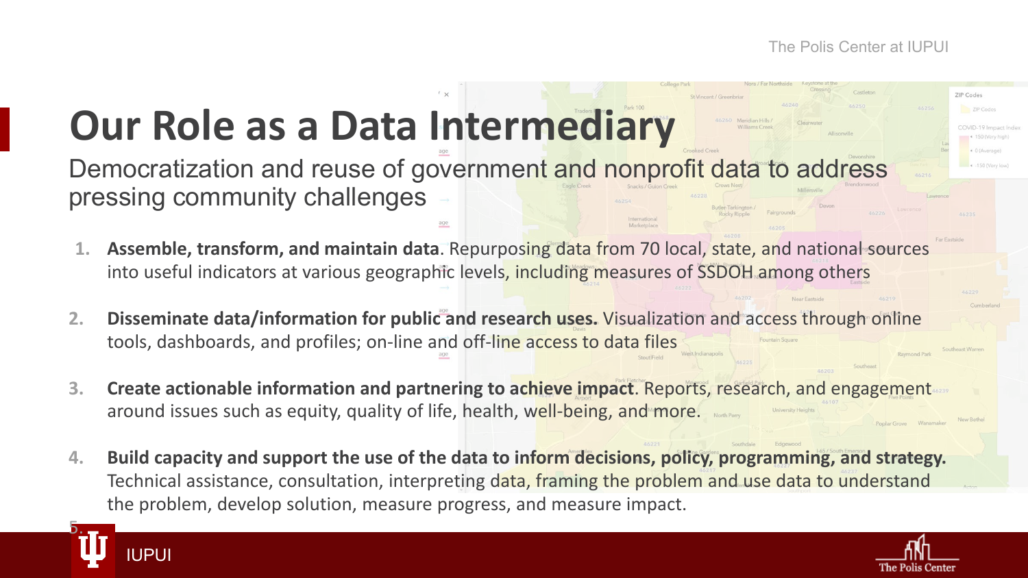# Our Role as a Data Intermediary

Democratization and reuse of government and nonprofit data to address pressing community challenges

1. **Assemble, transform, and maintain data**. Repurposing data from 70 local, state, and national sources into useful indicators at various geographic levels, including measures of SSDOH among others
2. **Disseminate data/information for public and research uses.** Visualization and access through online tools, dashboards, and profiles; on-line and off-line access to data files
3. **Create actionable information and partnering to achieve impact**. Reports, research, and engagement around issues such as equity, quality of life, health, well-being, and more.
4. **Build capacity and support the use of the data to inform decisions, policy, programming, and strategy.** Technical assistance, consultation, interpreting data, framing the problem and use data to understand the problem, develop solution, measure progress, and measure impact.
5.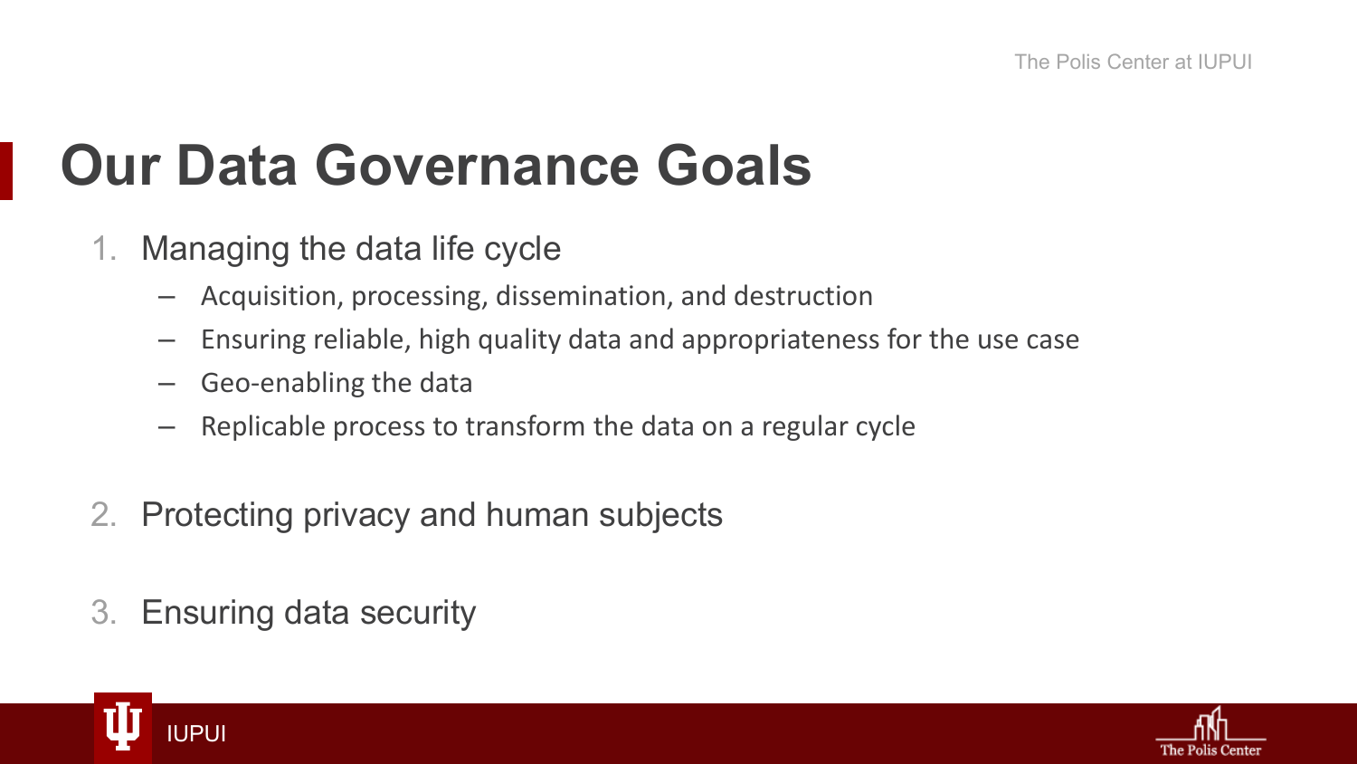# Our Data Governance Goals

1. Managing the data life cycle
   - Acquisition, processing, dissemination, and destruction
   - Ensuring reliable, high quality data and appropriateness for the use case
   - Geo-enabling the data
   - Replicable process to transform the data on a regular cycle

2. Protecting privacy and human subjects

3. Ensuring data security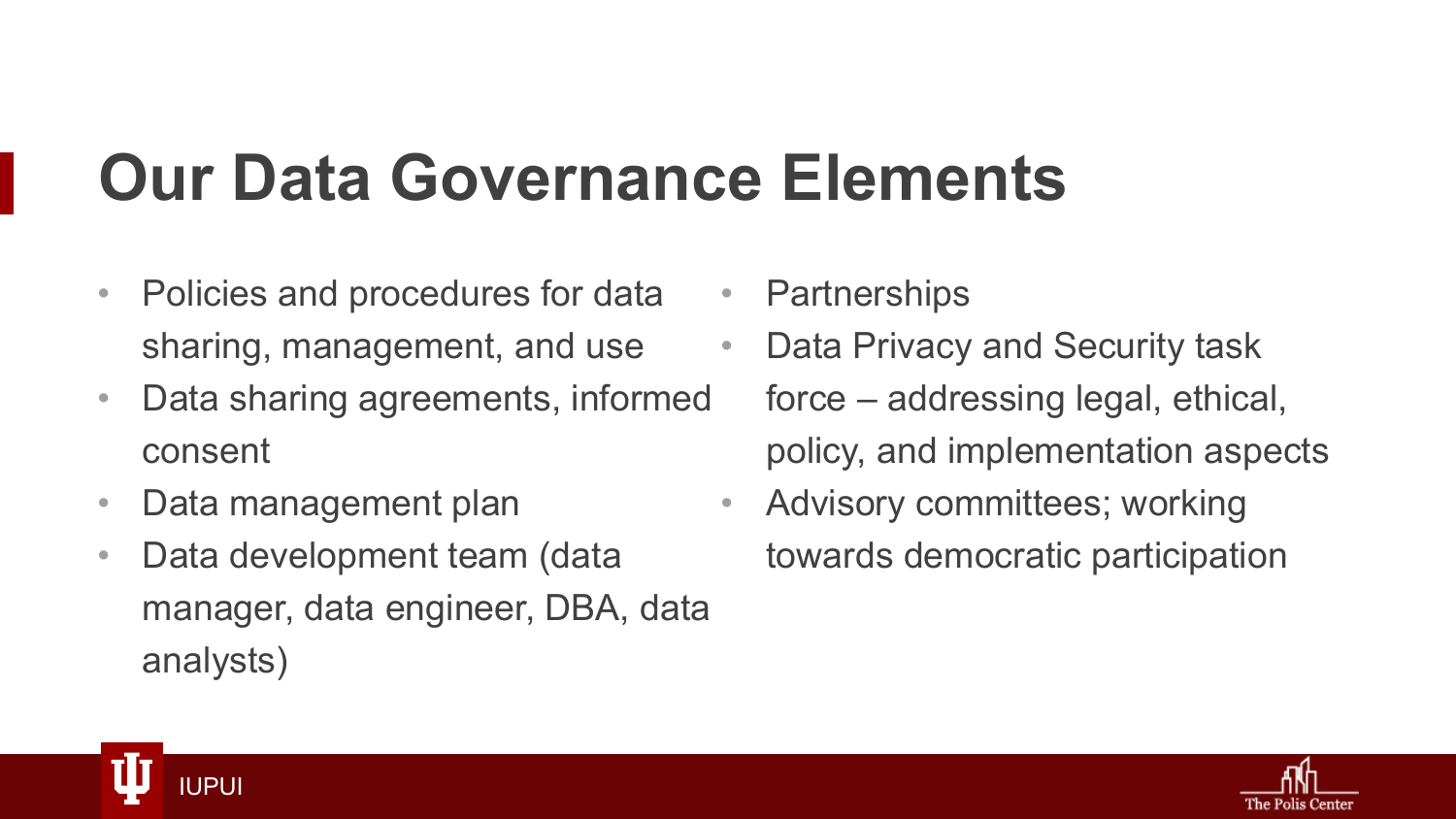# Our Data Governance Elements

- Policies and procedures for data sharing, management, and use
- Data sharing agreements, informed consent
- Data management plan
- Data development team (data manager, data engineer, DBA, data analysts)
- Partnerships
- Data Privacy and Security task force – addressing legal, ethical, policy, and implementation aspects
- Advisory committees; working towards democratic participation